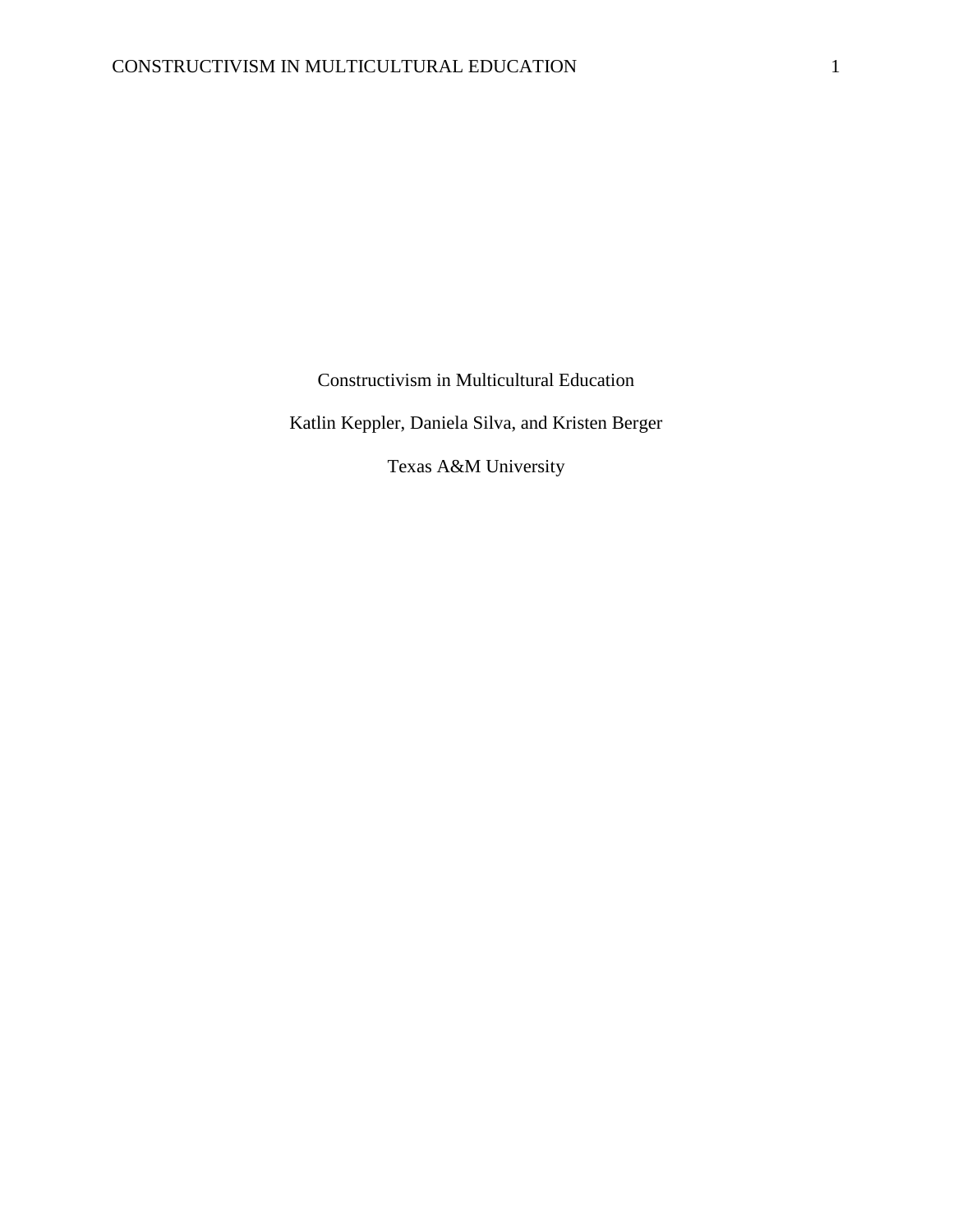# Constructivism in Multicultural Education

Katlin Keppler, Daniela Silva, and Kristen Berger

Texas A&M University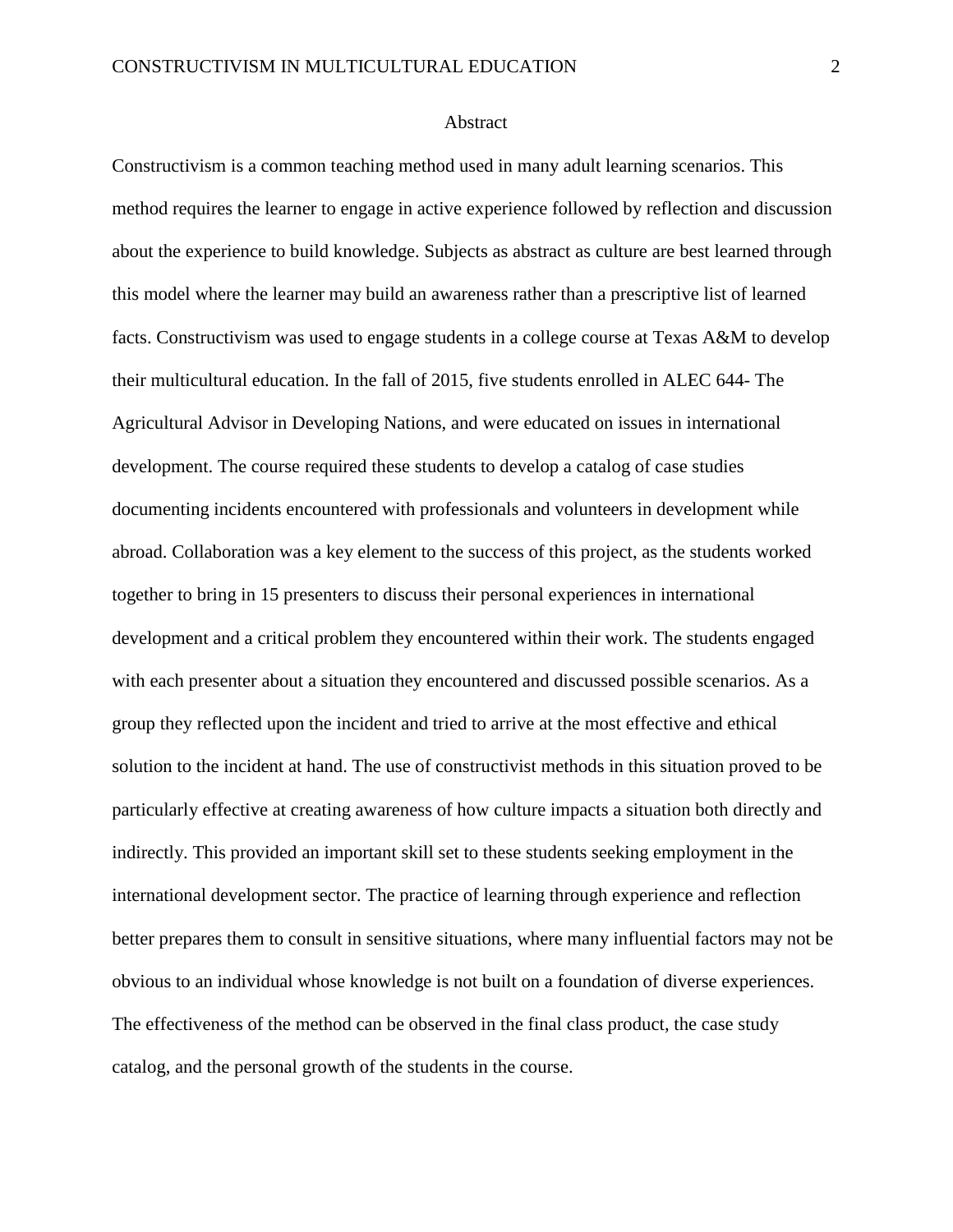# Abstract

Constructivism is a common teaching method used in many adult learning scenarios. This method requires the learner to engage in active experience followed by reflection and discussion about the experience to build knowledge. Subjects as abstract as culture are best learned through this model where the learner may build an awareness rather than a prescriptive list of learned facts. Constructivism was used to engage students in a college course at Texas A&M to develop their multicultural education. In the fall of 2015, five students enrolled in ALEC 644- The Agricultural Advisor in Developing Nations, and were educated on issues in international development. The course required these students to develop a catalog of case studies documenting incidents encountered with professionals and volunteers in development while abroad. Collaboration was a key element to the success of this project, as the students worked together to bring in 15 presenters to discuss their personal experiences in international development and a critical problem they encountered within their work. The students engaged with each presenter about a situation they encountered and discussed possible scenarios. As a group they reflected upon the incident and tried to arrive at the most effective and ethical solution to the incident at hand. The use of constructivist methods in this situation proved to be particularly effective at creating awareness of how culture impacts a situation both directly and indirectly. This provided an important skill set to these students seeking employment in the international development sector. The practice of learning through experience and reflection better prepares them to consult in sensitive situations, where many influential factors may not be obvious to an individual whose knowledge is not built on a foundation of diverse experiences. The effectiveness of the method can be observed in the final class product, the case study catalog, and the personal growth of the students in the course.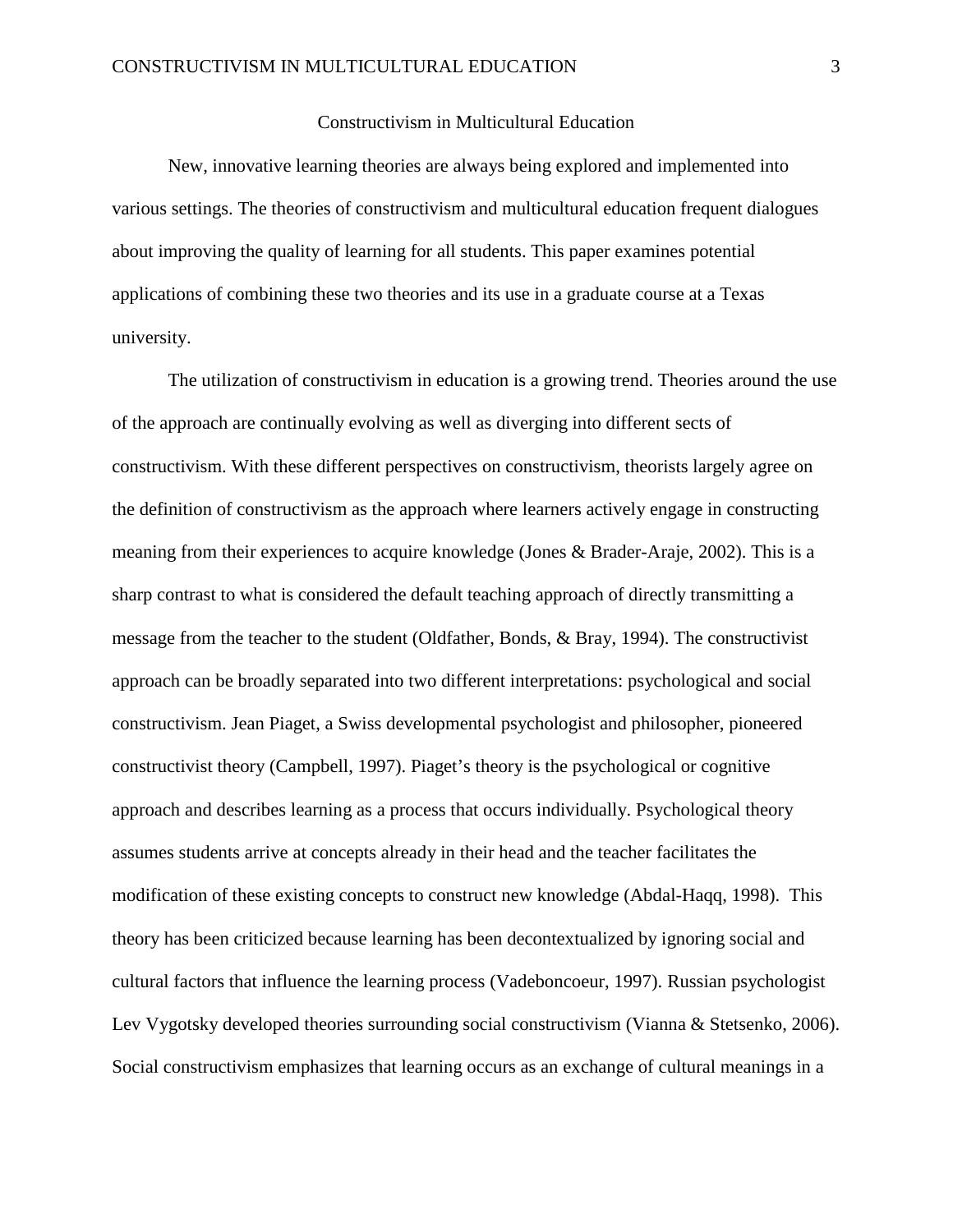# Constructivism in Multicultural Education

New, innovative learning theories are always being explored and implemented into various settings. The theories of constructivism and multicultural education frequent dialogues about improving the quality of learning for all students. This paper examines potential applications of combining these two theories and its use in a graduate course at a Texas university.

The utilization of constructivism in education is a growing trend. Theories around the use of the approach are continually evolving as well as diverging into different sects of constructivism. With these different perspectives on constructivism, theorists largely agree on the definition of constructivism as the approach where learners actively engage in constructing meaning from their experiences to acquire knowledge (Jones & Brader-Araje, 2002). This is a sharp contrast to what is considered the default teaching approach of directly transmitting a message from the teacher to the student (Oldfather, Bonds, & Bray, 1994). The constructivist approach can be broadly separated into two different interpretations: psychological and social constructivism. Jean Piaget, a Swiss developmental psychologist and philosopher, pioneered constructivist theory (Campbell, 1997). Piaget's theory is the psychological or cognitive approach and describes learning as a process that occurs individually. Psychological theory assumes students arrive at concepts already in their head and the teacher facilitates the modification of these existing concepts to construct new knowledge (Abdal-Haqq, 1998). This theory has been criticized because learning has been decontextualized by ignoring social and cultural factors that influence the learning process (Vadeboncoeur, 1997). Russian psychologist Lev Vygotsky developed theories surrounding social constructivism (Vianna & Stetsenko, 2006). Social constructivism emphasizes that learning occurs as an exchange of cultural meanings in a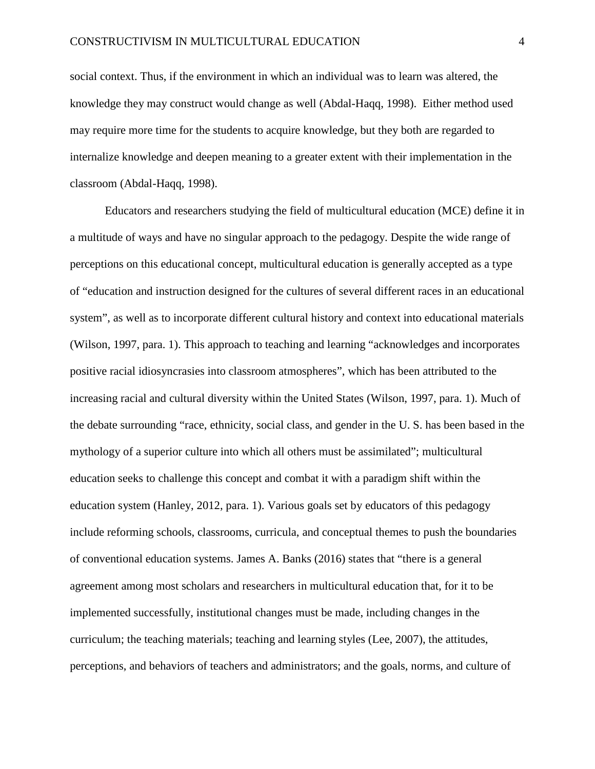social context. Thus, if the environment in which an individual was to learn was altered, the knowledge they may construct would change as well (Abdal-Haqq, 1998). Either method used may require more time for the students to acquire knowledge, but they both are regarded to internalize knowledge and deepen meaning to a greater extent with their implementation in the classroom (Abdal-Haqq, 1998).

Educators and researchers studying the field of multicultural education (MCE) define it in a multitude of ways and have no singular approach to the pedagogy. Despite the wide range of perceptions on this educational concept, multicultural education is generally accepted as a type of "education and instruction designed for the cultures of several different races in an educational system", as well as to incorporate different cultural history and context into educational materials (Wilson, 1997, para. 1). This approach to teaching and learning "acknowledges and incorporates positive racial idiosyncrasies into classroom atmospheres", which has been attributed to the increasing racial and cultural diversity within the United States (Wilson, 1997, para. 1). Much of the debate surrounding "race, ethnicity, social class, and gender in the U. S. has been based in the mythology of a superior culture into which all others must be assimilated"; multicultural education seeks to challenge this concept and combat it with a paradigm shift within the education system (Hanley, 2012, para. 1). Various goals set by educators of this pedagogy include reforming schools, classrooms, curricula, and conceptual themes to push the boundaries of conventional education systems. James A. Banks (2016) states that "there is a general agreement among most scholars and researchers in multicultural education that, for it to be implemented successfully, institutional changes must be made, including changes in the curriculum; the teaching materials; teaching and learning styles (Lee, 2007), the attitudes, perceptions, and behaviors of teachers and administrators; and the goals, norms, and culture of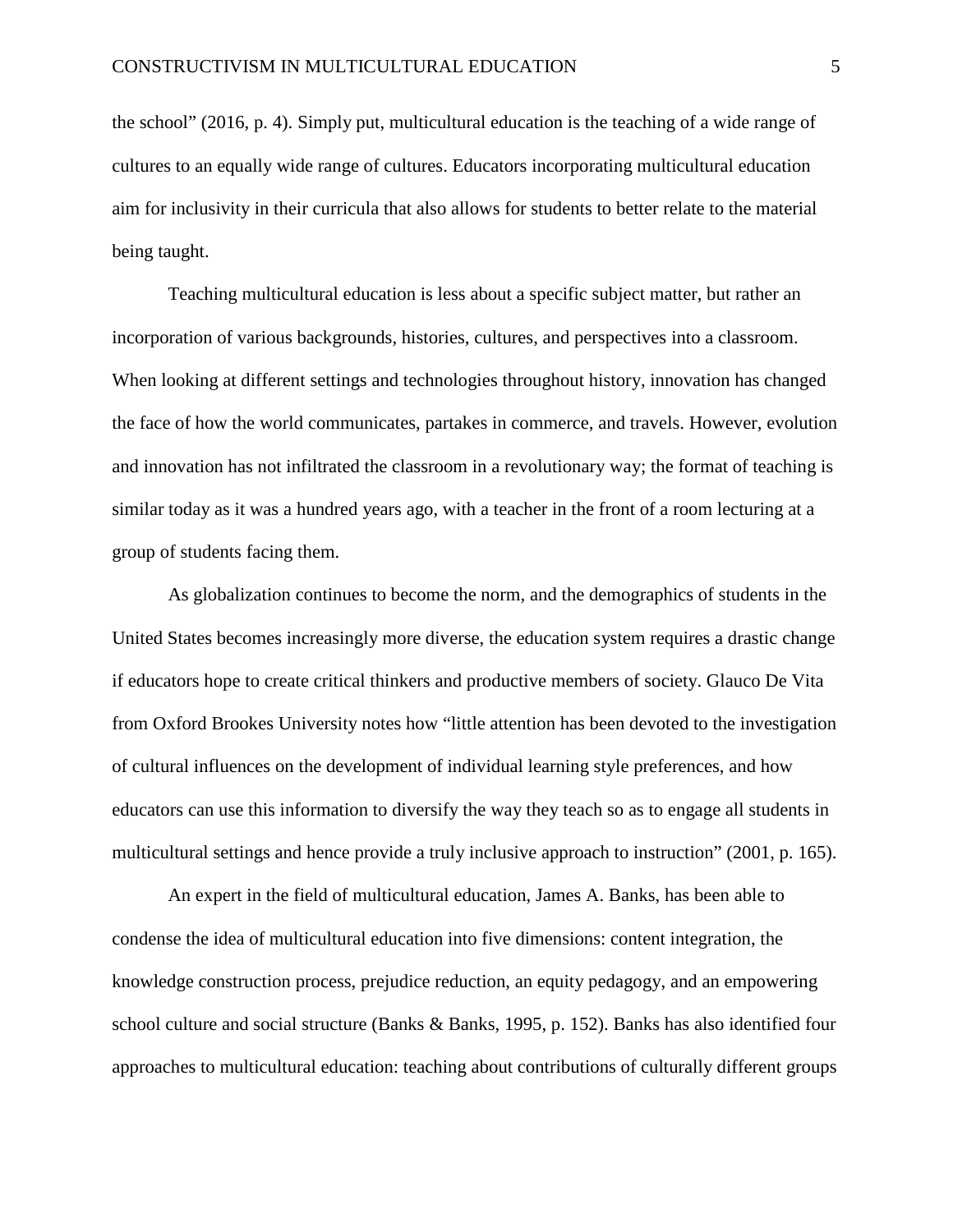the school" (2016, p. 4). Simply put, multicultural education is the teaching of a wide range of cultures to an equally wide range of cultures. Educators incorporating multicultural education aim for inclusivity in their curricula that also allows for students to better relate to the material being taught.

Teaching multicultural education is less about a specific subject matter, but rather an incorporation of various backgrounds, histories, cultures, and perspectives into a classroom. When looking at different settings and technologies throughout history, innovation has changed the face of how the world communicates, partakes in commerce, and travels. However, evolution and innovation has not infiltrated the classroom in a revolutionary way; the format of teaching is similar today as it was a hundred years ago, with a teacher in the front of a room lecturing at a group of students facing them.

As globalization continues to become the norm, and the demographics of students in the United States becomes increasingly more diverse, the education system requires a drastic change if educators hope to create critical thinkers and productive members of society. Glauco De Vita from Oxford Brookes University notes how "little attention has been devoted to the investigation of cultural influences on the development of individual learning style preferences, and how educators can use this information to diversify the way they teach so as to engage all students in multicultural settings and hence provide a truly inclusive approach to instruction" (2001, p. 165).

An expert in the field of multicultural education, James A. Banks, has been able to condense the idea of multicultural education into five dimensions: content integration, the knowledge construction process, prejudice reduction, an equity pedagogy, and an empowering school culture and social structure (Banks & Banks, 1995, p. 152). Banks has also identified four approaches to multicultural education: teaching about contributions of culturally different groups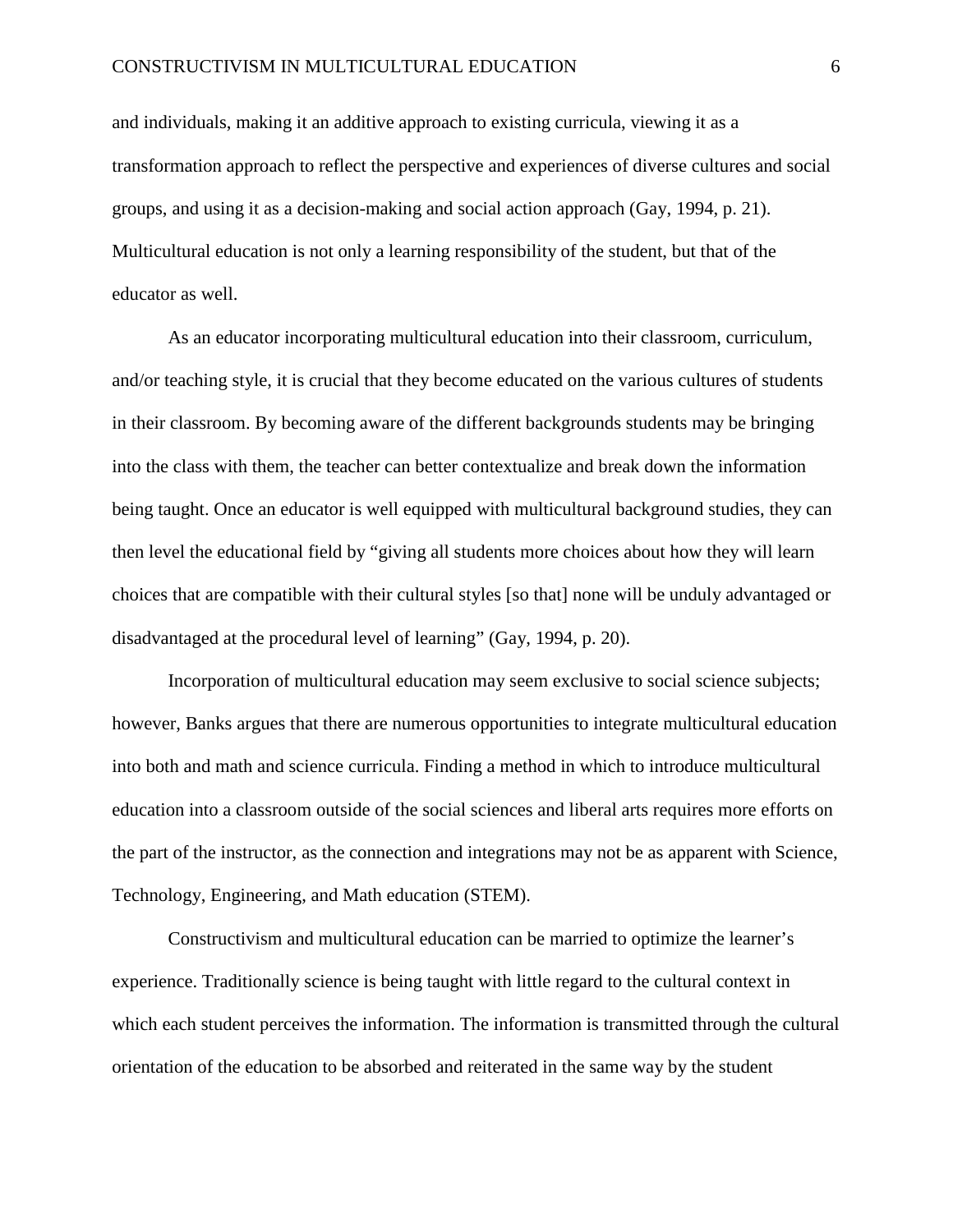and individuals, making it an additive approach to existing curricula, viewing it as a transformation approach to reflect the perspective and experiences of diverse cultures and social groups, and using it as a decision-making and social action approach (Gay, 1994, p. 21). Multicultural education is not only a learning responsibility of the student, but that of the educator as well.

As an educator incorporating multicultural education into their classroom, curriculum, and/or teaching style, it is crucial that they become educated on the various cultures of students in their classroom. By becoming aware of the different backgrounds students may be bringing into the class with them, the teacher can better contextualize and break down the information being taught. Once an educator is well equipped with multicultural background studies, they can then level the educational field by "giving all students more choices about how they will learn choices that are compatible with their cultural styles [so that] none will be unduly advantaged or disadvantaged at the procedural level of learning" (Gay, 1994, p. 20).

Incorporation of multicultural education may seem exclusive to social science subjects; however, Banks argues that there are numerous opportunities to integrate multicultural education into both and math and science curricula. Finding a method in which to introduce multicultural education into a classroom outside of the social sciences and liberal arts requires more efforts on the part of the instructor, as the connection and integrations may not be as apparent with Science, Technology, Engineering, and Math education (STEM).

Constructivism and multicultural education can be married to optimize the learner's experience. Traditionally science is being taught with little regard to the cultural context in which each student perceives the information. The information is transmitted through the cultural orientation of the education to be absorbed and reiterated in the same way by the student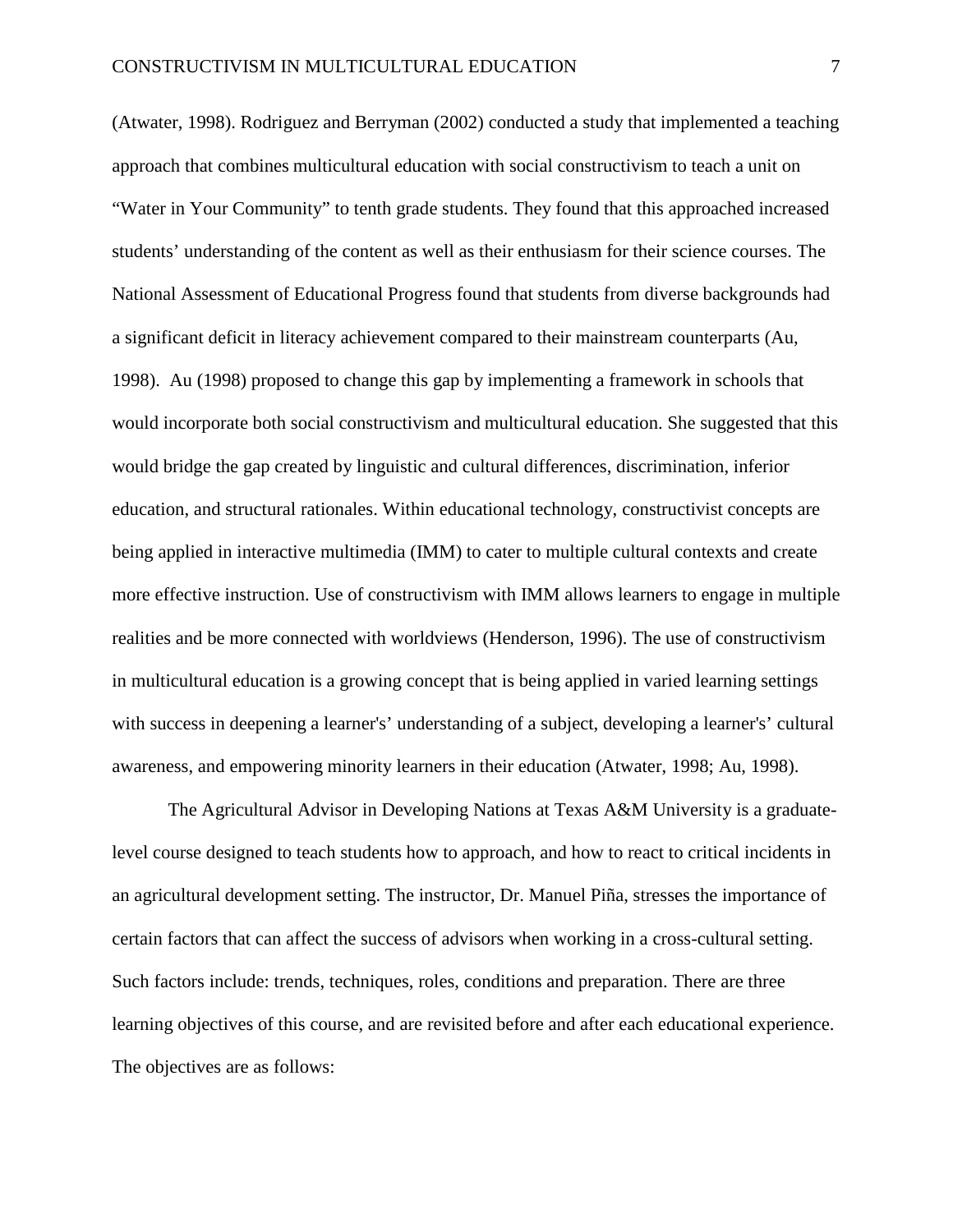(Atwater, 1998). Rodriguez and Berryman (2002) conducted a study that implemented a teaching approach that combines multicultural education with social constructivism to teach a unit on "Water in Your Community" to tenth grade students. They found that this approached increased students' understanding of the content as well as their enthusiasm for their science courses. The National Assessment of Educational Progress found that students from diverse backgrounds had a significant deficit in literacy achievement compared to their mainstream counterparts (Au, 1998). Au (1998) proposed to change this gap by implementing a framework in schools that would incorporate both social constructivism and multicultural education. She suggested that this would bridge the gap created by linguistic and cultural differences, discrimination, inferior education, and structural rationales. Within educational technology, constructivist concepts are being applied in interactive multimedia (IMM) to cater to multiple cultural contexts and create more effective instruction. Use of constructivism with IMM allows learners to engage in multiple realities and be more connected with worldviews (Henderson, 1996). The use of constructivism in multicultural education is a growing concept that is being applied in varied learning settings with success in deepening a learner's' understanding of a subject, developing a learner's' cultural awareness, and empowering minority learners in their education (Atwater, 1998; Au, 1998).

The Agricultural Advisor in Developing Nations at Texas A&M University is a graduate-level course designed to teach students how to approach, and how to react to critical incidents in an agricultural development setting. The instructor, Dr. Manuel Piña, stresses the importance of certain factors that can affect the success of advisors when working in a cross-cultural setting. Such factors include: trends, techniques, roles, conditions and preparation. There are three learning objectives of this course, and are revisited before and after each educational experience. The objectives are as follows: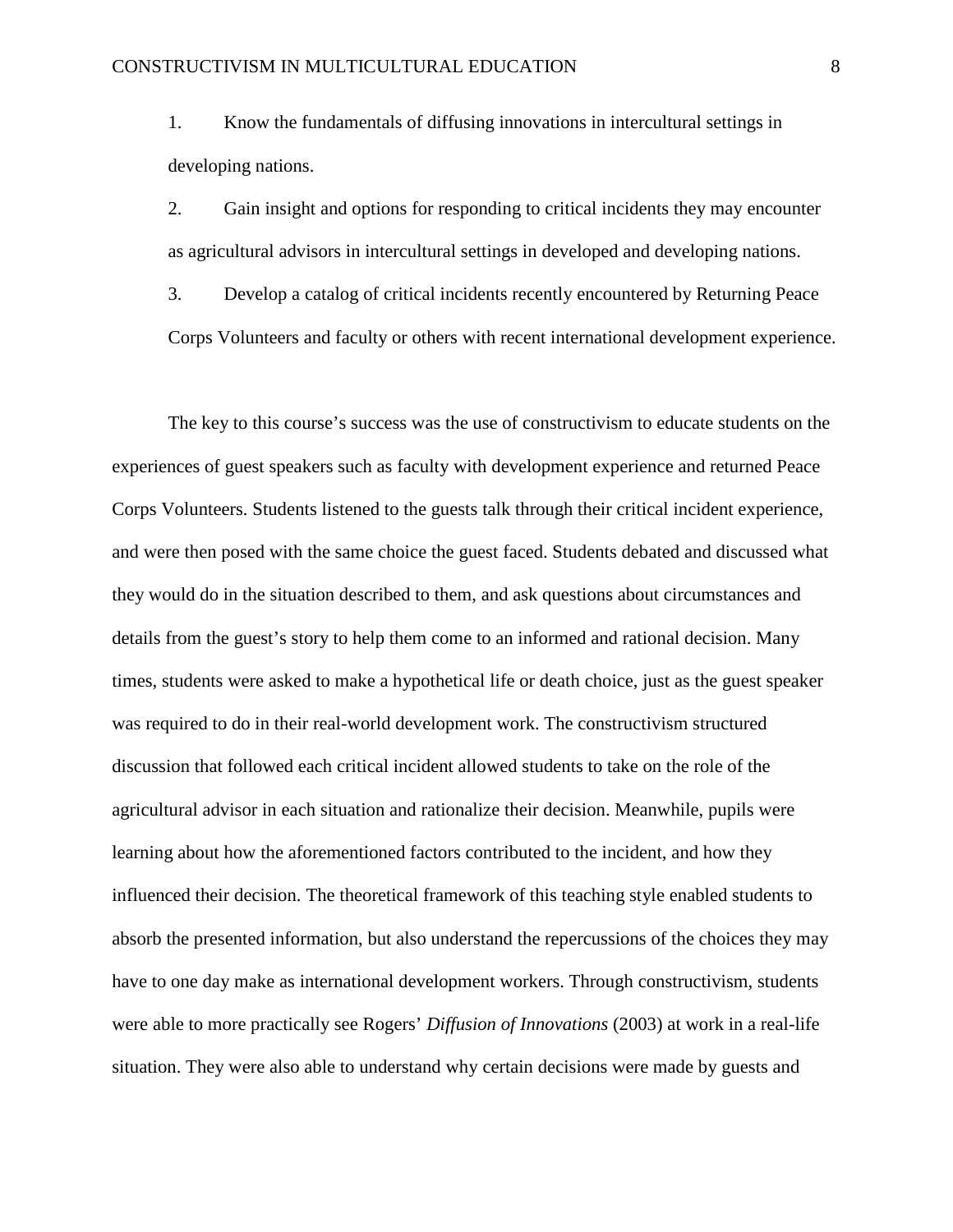1. Know the fundamentals of diffusing innovations in intercultural settings in developing nations.
2. Gain insight and options for responding to critical incidents they may encounter as agricultural advisors in intercultural settings in developed and developing nations.
3. Develop a catalog of critical incidents recently encountered by Returning Peace Corps Volunteers and faculty or others with recent international development experience.

The key to this course's success was the use of constructivism to educate students on the experiences of guest speakers such as faculty with development experience and returned Peace Corps Volunteers. Students listened to the guests talk through their critical incident experience, and were then posed with the same choice the guest faced. Students debated and discussed what they would do in the situation described to them, and ask questions about circumstances and details from the guest's story to help them come to an informed and rational decision. Many times, students were asked to make a hypothetical life or death choice, just as the guest speaker was required to do in their real-world development work. The constructivism structured discussion that followed each critical incident allowed students to take on the role of the agricultural advisor in each situation and rationalize their decision. Meanwhile, pupils were learning about how the aforementioned factors contributed to the incident, and how they influenced their decision. The theoretical framework of this teaching style enabled students to absorb the presented information, but also understand the repercussions of the choices they may have to one day make as international development workers. Through constructivism, students were able to more practically see Rogers' *Diffusion of Innovations* (2003) at work in a real-life situation. They were also able to understand why certain decisions were made by guests and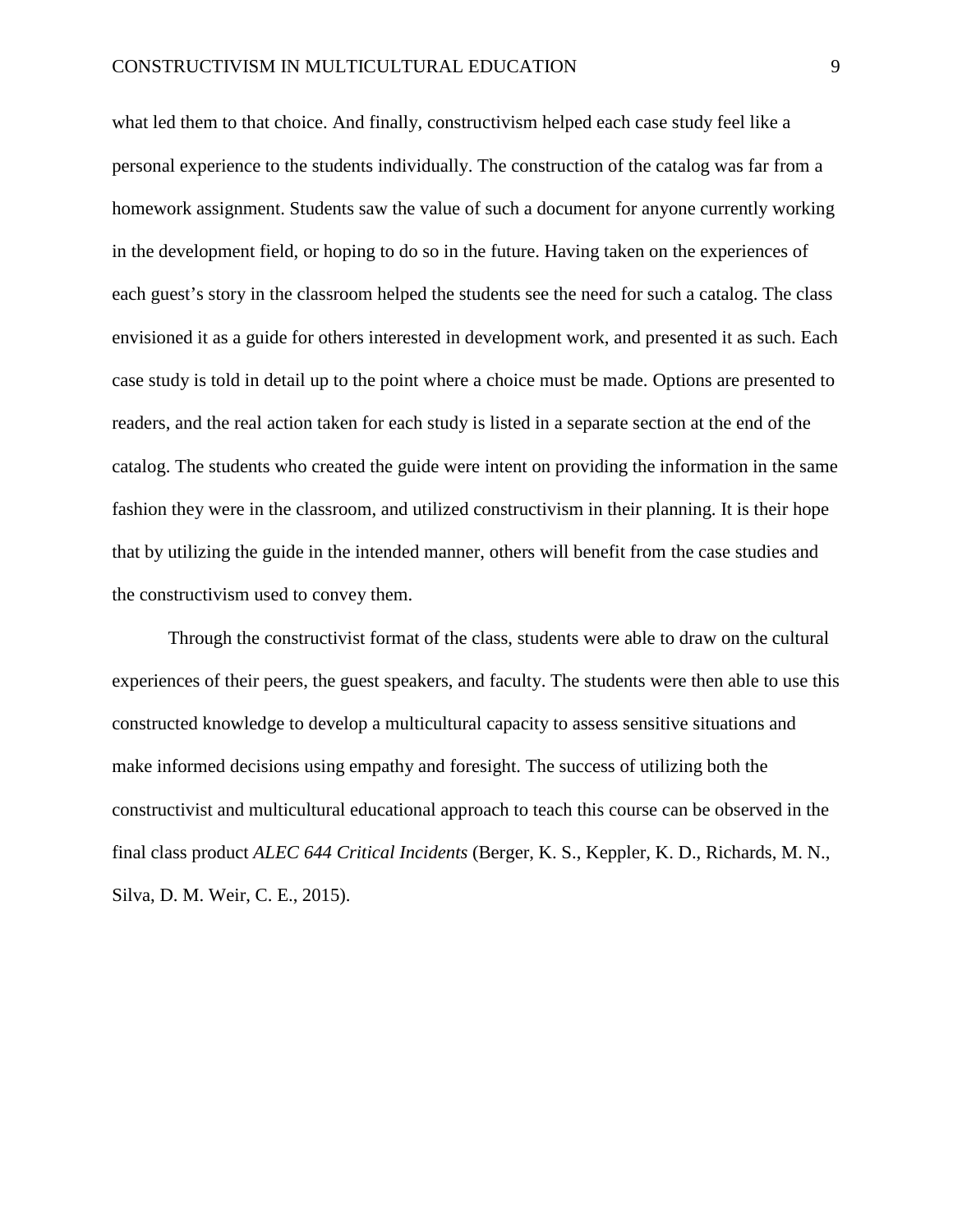what led them to that choice. And finally, constructivism helped each case study feel like a personal experience to the students individually. The construction of the catalog was far from a homework assignment. Students saw the value of such a document for anyone currently working in the development field, or hoping to do so in the future. Having taken on the experiences of each guest's story in the classroom helped the students see the need for such a catalog. The class envisioned it as a guide for others interested in development work, and presented it as such. Each case study is told in detail up to the point where a choice must be made. Options are presented to readers, and the real action taken for each study is listed in a separate section at the end of the catalog. The students who created the guide were intent on providing the information in the same fashion they were in the classroom, and utilized constructivism in their planning. It is their hope that by utilizing the guide in the intended manner, others will benefit from the case studies and the constructivism used to convey them.

Through the constructivist format of the class, students were able to draw on the cultural experiences of their peers, the guest speakers, and faculty. The students were then able to use this constructed knowledge to develop a multicultural capacity to assess sensitive situations and make informed decisions using empathy and foresight. The success of utilizing both the constructivist and multicultural educational approach to teach this course can be observed in the final class product *ALEC 644 Critical Incidents* (Berger, K. S., Keppler, K. D., Richards, M. N., Silva, D. M. Weir, C. E., 2015).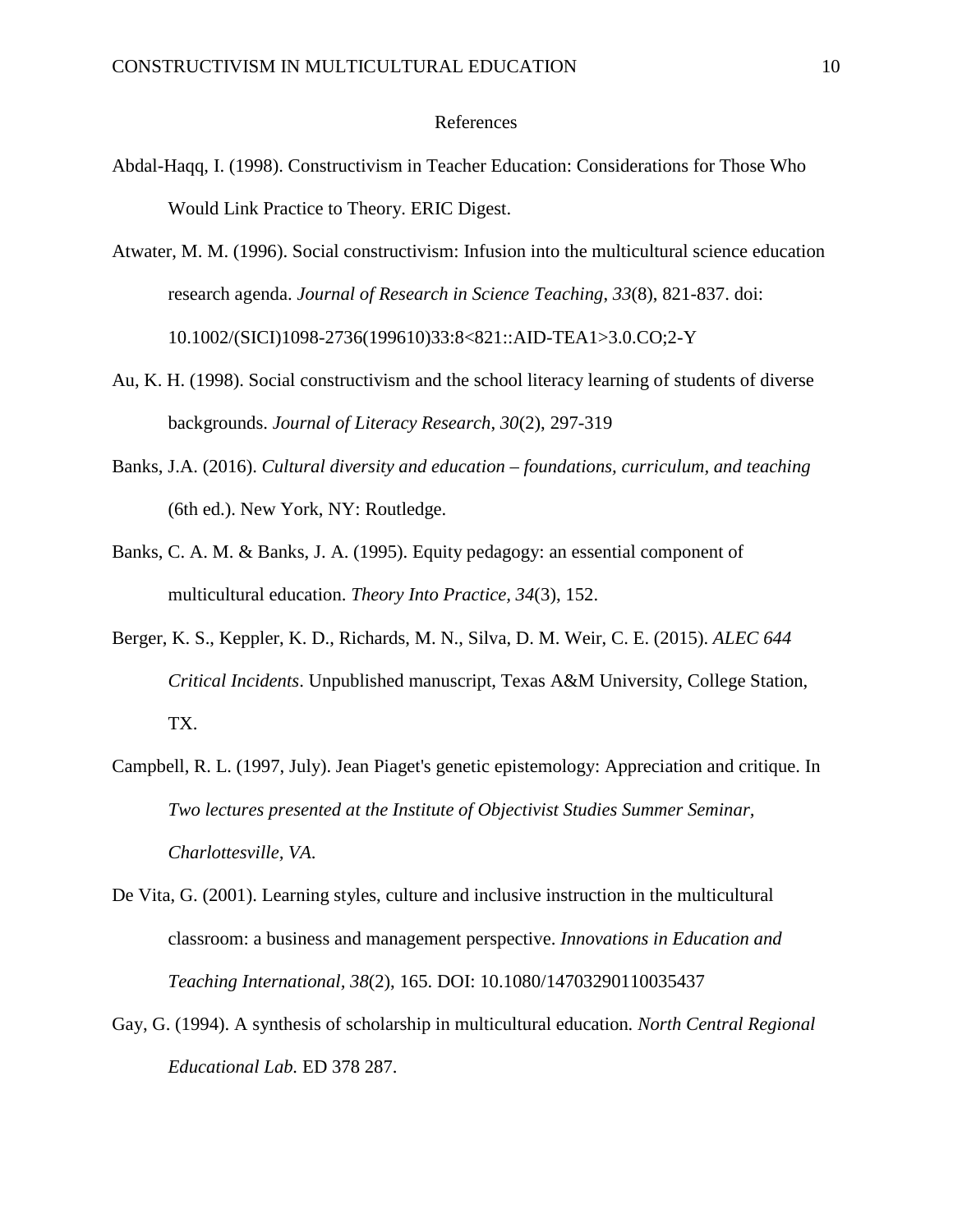# References

Abdal-Haqq, I. (1998). Constructivism in Teacher Education: Considerations for Those Who Would Link Practice to Theory. ERIC Digest.

Atwater, M. M. (1996). Social constructivism: Infusion into the multicultural science education research agenda. *Journal of Research in Science Teaching*, *33*(8), 821-837. doi: 10.1002/(SICI)1098-2736(199610)33:8<821::AID-TEA1>3.0.CO;2-Y

Au, K. H. (1998). Social constructivism and the school literacy learning of students of diverse backgrounds. *Journal of Literacy Research*, *30*(2), 297-319

Banks, J.A. (2016). *Cultural diversity and education – foundations, curriculum, and teaching* (6th ed.). New York, NY: Routledge.

Banks, C. A. M. & Banks, J. A. (1995). Equity pedagogy: an essential component of multicultural education. *Theory Into Practice, 34*(3), 152.

Berger, K. S., Keppler, K. D., Richards, M. N., Silva, D. M. Weir, C. E. (2015). *ALEC 644 Critical Incidents*. Unpublished manuscript, Texas A&M University, College Station, TX.

Campbell, R. L. (1997, July). Jean Piaget's genetic epistemology: Appreciation and critique. In *Two lectures presented at the Institute of Objectivist Studies Summer Seminar, Charlottesville, VA.*

De Vita, G. (2001). Learning styles, culture and inclusive instruction in the multicultural classroom: a business and management perspective. *Innovations in Education and Teaching International*, *38*(2), 165. DOI: 10.1080/14703290110035437

Gay, G. (1994). A synthesis of scholarship in multicultural education. *North Central Regional Educational Lab.* ED 378 287.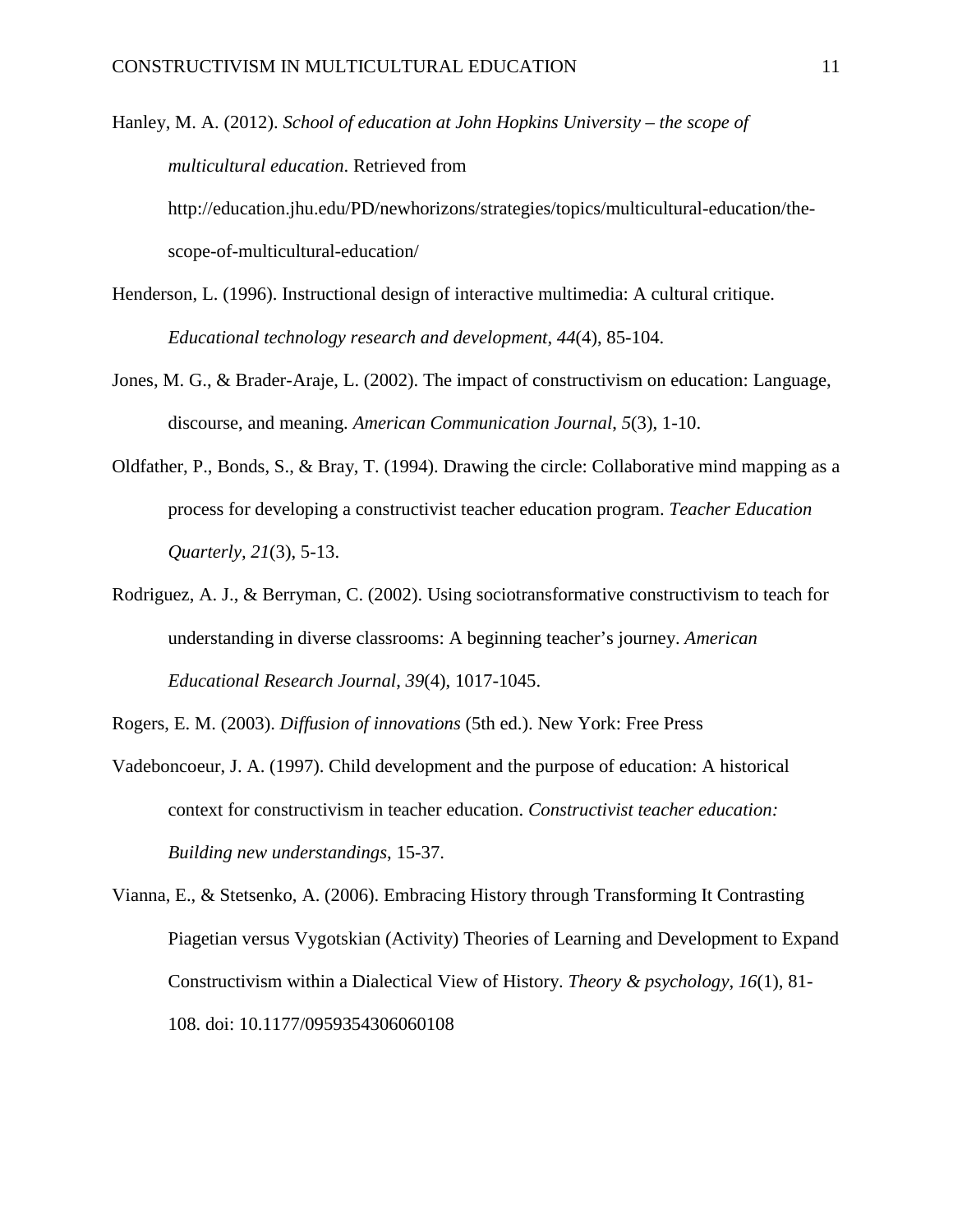Hanley, M. A. (2012). *School of education at John Hopkins University – the scope of multicultural education*. Retrieved from http://education.jhu.edu/PD/newhorizons/strategies/topics/multicultural-education/the-scope-of-multicultural-education/

Henderson, L. (1996). Instructional design of interactive multimedia: A cultural critique. *Educational technology research and development*, *44*(4), 85-104.

Jones, M. G., & Brader-Araje, L. (2002). The impact of constructivism on education: Language, discourse, and meaning. *American Communication Journal*, *5*(3), 1-10.

Oldfather, P., Bonds, S., & Bray, T. (1994). Drawing the circle: Collaborative mind mapping as a process for developing a constructivist teacher education program. *Teacher Education Quarterly, 21*(3), 5-13.

Rodriguez, A. J., & Berryman, C. (2002). Using sociotransformative constructivism to teach for understanding in diverse classrooms: A beginning teacher's journey. *American Educational Research Journal*, *39*(4), 1017-1045.

Rogers, E. M. (2003). *Diffusion of innovations* (5th ed.). New York: Free Press

Vadeboncoeur, J. A. (1997). Child development and the purpose of education: A historical context for constructivism in teacher education. *Constructivist teacher education: Building new understandings*, 15-37.

Vianna, E., & Stetsenko, A. (2006). Embracing History through Transforming It Contrasting Piagetian versus Vygotskian (Activity) Theories of Learning and Development to Expand Constructivism within a Dialectical View of History. *Theory & psychology*, *16*(1), 81-108. doi: 10.1177/0959354306060108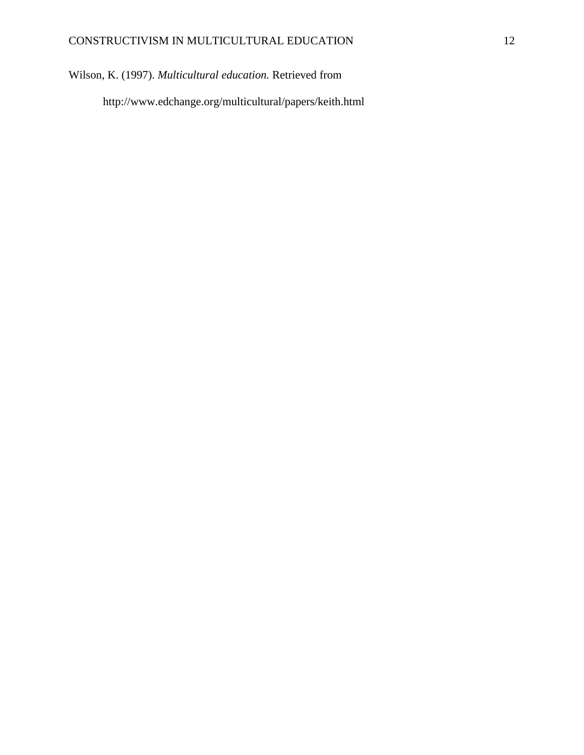Wilson, K. (1997). *Multicultural education.* Retrieved from http://www.edchange.org/multicultural/papers/keith.html